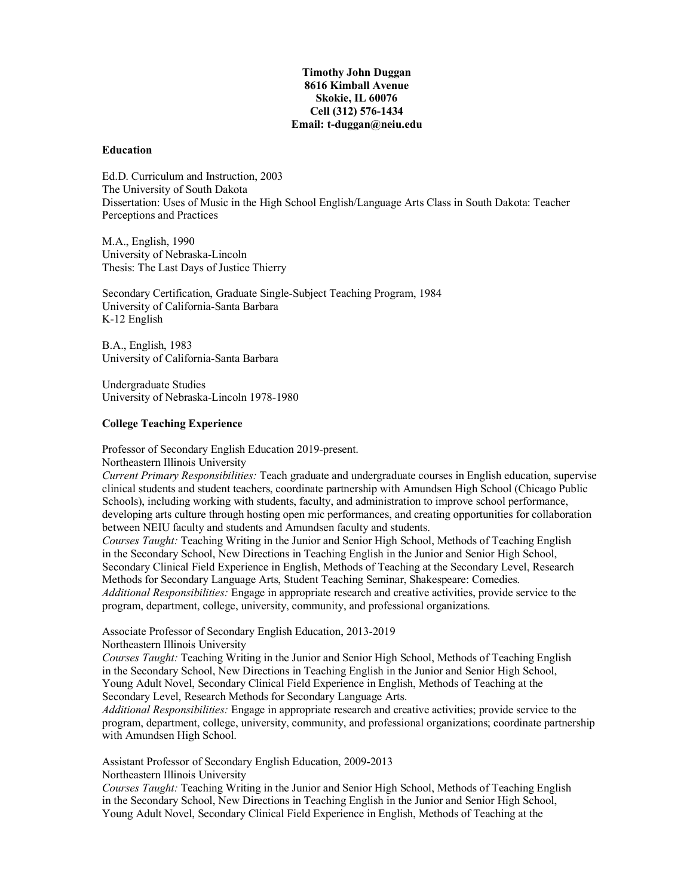**Timothy John Duggan**
**8616 Kimball Avenue**
**Skokie, IL 60076**
**Cell (312) 576-1434**
**Email: t-duggan@neiu.edu**

## Education

Ed.D. Curriculum and Instruction, 2003
The University of South Dakota
Dissertation: Uses of Music in the High School English/Language Arts Class in South Dakota: Teacher Perceptions and Practices

M.A., English, 1990
University of Nebraska-Lincoln
Thesis: The Last Days of Justice Thierry

Secondary Certification, Graduate Single-Subject Teaching Program, 1984
University of California-Santa Barbara
K-12 English

B.A., English, 1983
University of California-Santa Barbara

Undergraduate Studies
University of Nebraska-Lincoln 1978-1980

## College Teaching Experience

Professor of Secondary English Education 2019-present.
Northeastern Illinois University
*Current Primary Responsibilities:* Teach graduate and undergraduate courses in English education, supervise clinical students and student teachers, coordinate partnership with Amundsen High School (Chicago Public Schools), including working with students, faculty, and administration to improve school performance, developing arts culture through hosting open mic performances, and creating opportunities for collaboration between NEIU faculty and students and Amundsen faculty and students.
*Courses Taught:* Teaching Writing in the Junior and Senior High School, Methods of Teaching English in the Secondary School, New Directions in Teaching English in the Junior and Senior High School, Secondary Clinical Field Experience in English, Methods of Teaching at the Secondary Level, Research Methods for Secondary Language Arts, Student Teaching Seminar, Shakespeare: Comedies.
*Additional Responsibilities:* Engage in appropriate research and creative activities, provide service to the program, department, college, university, community, and professional organizations.

Associate Professor of Secondary English Education, 2013-2019
Northeastern Illinois University
*Courses Taught:* Teaching Writing in the Junior and Senior High School, Methods of Teaching English in the Secondary School, New Directions in Teaching English in the Junior and Senior High School, Young Adult Novel, Secondary Clinical Field Experience in English, Methods of Teaching at the Secondary Level, Research Methods for Secondary Language Arts.
*Additional Responsibilities:* Engage in appropriate research and creative activities; provide service to the program, department, college, university, community, and professional organizations; coordinate partnership with Amundsen High School.

Assistant Professor of Secondary English Education, 2009-2013
Northeastern Illinois University
*Courses Taught:* Teaching Writing in the Junior and Senior High School, Methods of Teaching English in the Secondary School, New Directions in Teaching English in the Junior and Senior High School, Young Adult Novel, Secondary Clinical Field Experience in English, Methods of Teaching at the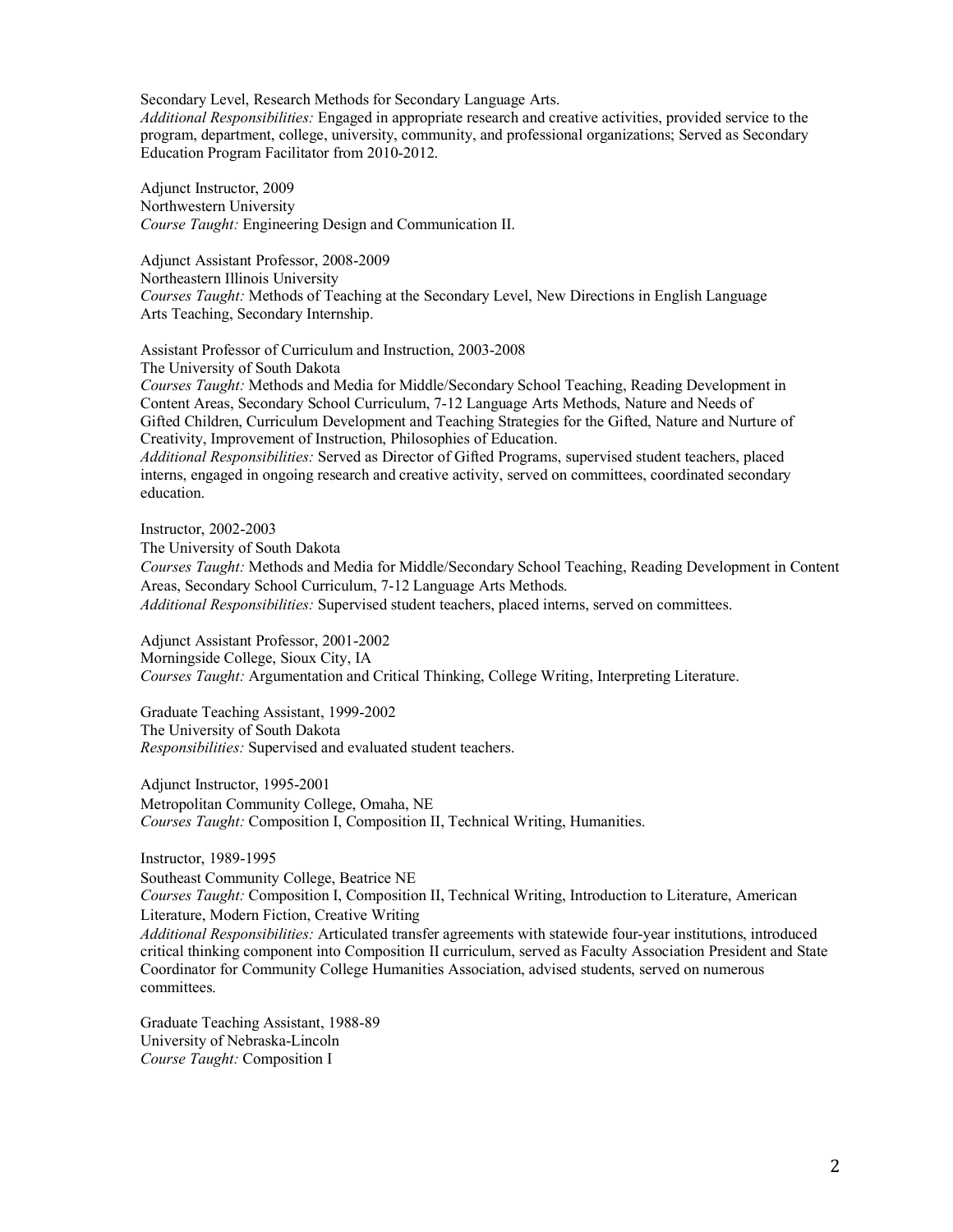Secondary Level, Research Methods for Secondary Language Arts.
*Additional Responsibilities:* Engaged in appropriate research and creative activities, provided service to the program, department, college, university, community, and professional organizations; Served as Secondary Education Program Facilitator from 2010-2012.

Adjunct Instructor, 2009
Northwestern University
*Course Taught:* Engineering Design and Communication II.

Adjunct Assistant Professor, 2008-2009
Northeastern Illinois University
*Courses Taught:* Methods of Teaching at the Secondary Level, New Directions in English Language Arts Teaching, Secondary Internship.

Assistant Professor of Curriculum and Instruction, 2003-2008
The University of South Dakota
*Courses Taught:* Methods and Media for Middle/Secondary School Teaching, Reading Development in Content Areas, Secondary School Curriculum, 7-12 Language Arts Methods, Nature and Needs of Gifted Children, Curriculum Development and Teaching Strategies for the Gifted, Nature and Nurture of Creativity, Improvement of Instruction, Philosophies of Education.
*Additional Responsibilities:* Served as Director of Gifted Programs, supervised student teachers, placed interns, engaged in ongoing research and creative activity, served on committees, coordinated secondary education.

Instructor, 2002-2003
The University of South Dakota
*Courses Taught:* Methods and Media for Middle/Secondary School Teaching, Reading Development in Content Areas, Secondary School Curriculum, 7-12 Language Arts Methods.
*Additional Responsibilities:* Supervised student teachers, placed interns, served on committees.

Adjunct Assistant Professor, 2001-2002
Morningside College, Sioux City, IA
*Courses Taught:* Argumentation and Critical Thinking, College Writing, Interpreting Literature.

Graduate Teaching Assistant, 1999-2002
The University of South Dakota
*Responsibilities:* Supervised and evaluated student teachers.

Adjunct Instructor, 1995-2001
Metropolitan Community College, Omaha, NE
*Courses Taught:* Composition I, Composition II, Technical Writing, Humanities.

Instructor, 1989-1995
Southeast Community College, Beatrice NE
*Courses Taught:* Composition I, Composition II, Technical Writing, Introduction to Literature, American Literature, Modern Fiction, Creative Writing
*Additional Responsibilities:* Articulated transfer agreements with statewide four-year institutions, introduced critical thinking component into Composition II curriculum, served as Faculty Association President and State Coordinator for Community College Humanities Association, advised students, served on numerous committees.

Graduate Teaching Assistant, 1988-89
University of Nebraska-Lincoln
*Course Taught:* Composition I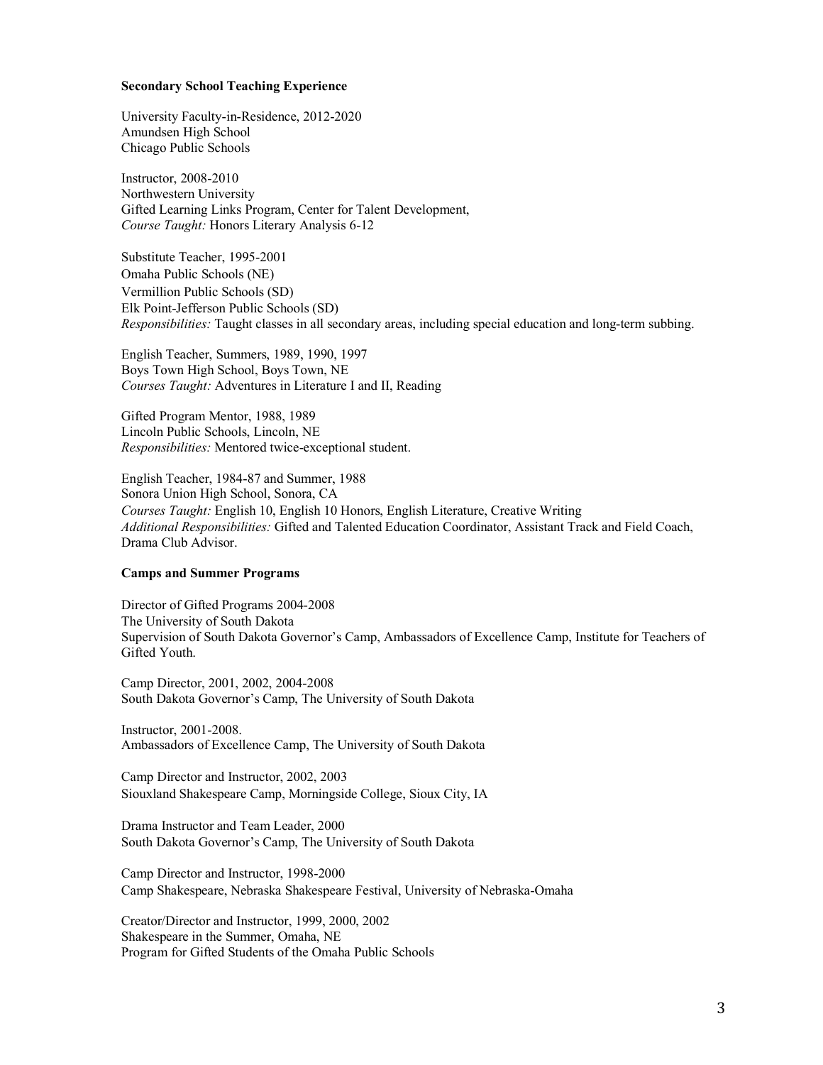**Secondary School Teaching Experience**

University Faculty-in-Residence, 2012-2020
Amundsen High School
Chicago Public Schools

Instructor, 2008-2010
Northwestern University
Gifted Learning Links Program, Center for Talent Development,
*Course Taught:* Honors Literary Analysis 6-12

Substitute Teacher, 1995-2001
Omaha Public Schools (NE)
Vermillion Public Schools (SD)
Elk Point-Jefferson Public Schools (SD)
*Responsibilities:* Taught classes in all secondary areas, including special education and long-term subbing.

English Teacher, Summers, 1989, 1990, 1997
Boys Town High School, Boys Town, NE
*Courses Taught:* Adventures in Literature I and II, Reading

Gifted Program Mentor, 1988, 1989
Lincoln Public Schools, Lincoln, NE
*Responsibilities:* Mentored twice-exceptional student.

English Teacher, 1984-87 and Summer, 1988
Sonora Union High School, Sonora, CA
*Courses Taught:* English 10, English 10 Honors, English Literature, Creative Writing
*Additional Responsibilities:* Gifted and Talented Education Coordinator, Assistant Track and Field Coach, Drama Club Advisor.

**Camps and Summer Programs**

Director of Gifted Programs 2004-2008
The University of South Dakota
Supervision of South Dakota Governor's Camp, Ambassadors of Excellence Camp, Institute for Teachers of Gifted Youth.

Camp Director, 2001, 2002, 2004-2008
South Dakota Governor's Camp, The University of South Dakota

Instructor, 2001-2008.
Ambassadors of Excellence Camp, The University of South Dakota

Camp Director and Instructor, 2002, 2003
Siouxland Shakespeare Camp, Morningside College, Sioux City, IA

Drama Instructor and Team Leader, 2000
South Dakota Governor's Camp, The University of South Dakota

Camp Director and Instructor, 1998-2000
Camp Shakespeare, Nebraska Shakespeare Festival, University of Nebraska-Omaha

Creator/Director and Instructor, 1999, 2000, 2002
Shakespeare in the Summer, Omaha, NE
Program for Gifted Students of the Omaha Public Schools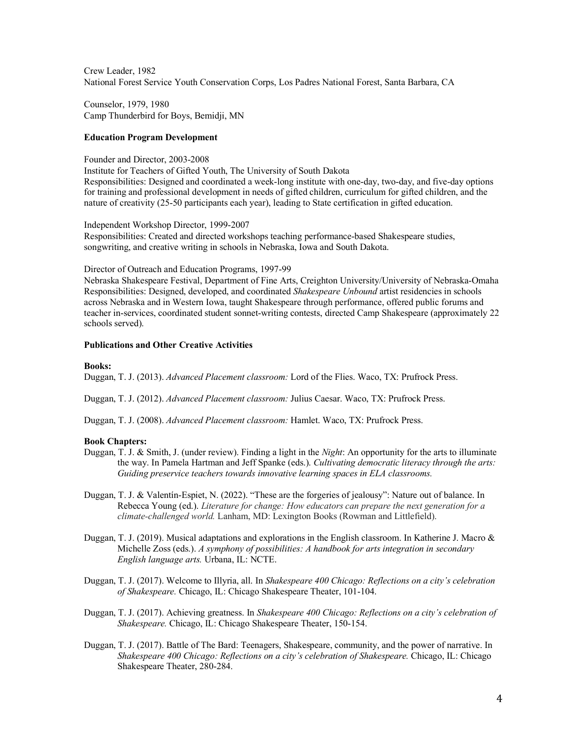Crew Leader, 1982
National Forest Service Youth Conservation Corps, Los Padres National Forest, Santa Barbara, CA

Counselor, 1979, 1980
Camp Thunderbird for Boys, Bemidji, MN

**Education Program Development**

Founder and Director, 2003-2008
Institute for Teachers of Gifted Youth, The University of South Dakota
Responsibilities: Designed and coordinated a week-long institute with one-day, two-day, and five-day options for training and professional development in needs of gifted children, curriculum for gifted children, and the nature of creativity (25-50 participants each year), leading to State certification in gifted education.

Independent Workshop Director, 1999-2007
Responsibilities: Created and directed workshops teaching performance-based Shakespeare studies, songwriting, and creative writing in schools in Nebraska, Iowa and South Dakota.

Director of Outreach and Education Programs, 1997-99
Nebraska Shakespeare Festival, Department of Fine Arts, Creighton University/University of Nebraska-Omaha
Responsibilities: Designed, developed, and coordinated *Shakespeare Unbound* artist residencies in schools across Nebraska and in Western Iowa, taught Shakespeare through performance, offered public forums and teacher in-services, coordinated student sonnet-writing contests, directed Camp Shakespeare (approximately 22 schools served).

**Publications and Other Creative Activities**

**Books:**

Duggan, T. J. (2013). *Advanced Placement classroom:* Lord of the Flies. Waco, TX: Prufrock Press.

Duggan, T. J. (2012). *Advanced Placement classroom:* Julius Caesar. Waco, TX: Prufrock Press.

Duggan, T. J. (2008). *Advanced Placement classroom:* Hamlet. Waco, TX: Prufrock Press.

**Book Chapters:**

Duggan, T. J. & Smith, J. (under review). Finding a light in the *Night*: An opportunity for the arts to illuminate the way. In Pamela Hartman and Jeff Spanke (eds.). *Cultivating democratic literacy through the arts: Guiding preservice teachers towards innovative learning spaces in ELA classrooms.*

Duggan, T. J. & Valentín-Espiet, N. (2022). "These are the forgeries of jealousy": Nature out of balance. In Rebecca Young (ed.). *Literature for change: How educators can prepare the next generation for a climate-challenged world.* Lanham, MD: Lexington Books (Rowman and Littlefield).

Duggan, T. J. (2019). Musical adaptations and explorations in the English classroom. In Katherine J. Macro & Michelle Zoss (eds.). *A symphony of possibilities: A handbook for arts integration in secondary English language arts.* Urbana, IL: NCTE.

Duggan, T. J. (2017). Welcome to Illyria, all. In *Shakespeare 400 Chicago: Reflections on a city's celebration of Shakespeare.* Chicago, IL: Chicago Shakespeare Theater, 101-104.

Duggan, T. J. (2017). Achieving greatness. In *Shakespeare 400 Chicago: Reflections on a city's celebration of Shakespeare.* Chicago, IL: Chicago Shakespeare Theater, 150-154.

Duggan, T. J. (2017). Battle of The Bard: Teenagers, Shakespeare, community, and the power of narrative. In *Shakespeare 400 Chicago: Reflections on a city's celebration of Shakespeare.* Chicago, IL: Chicago Shakespeare Theater, 280-284.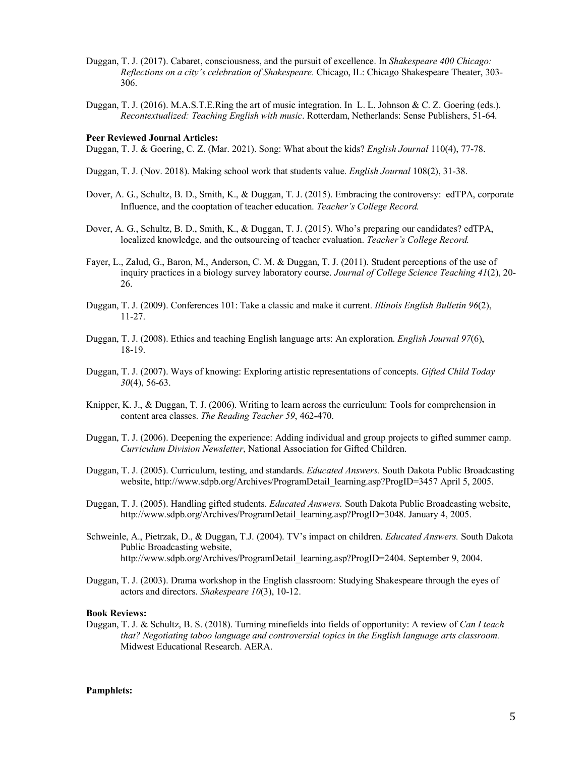Duggan, T. J. (2017). Cabaret, consciousness, and the pursuit of excellence. In *Shakespeare 400 Chicago: Reflections on a city's celebration of Shakespeare.* Chicago, IL: Chicago Shakespeare Theater, 303-306.

Duggan, T. J. (2016). M.A.S.T.E.Ring the art of music integration. In L. L. Johnson & C. Z. Goering (eds.). *Recontextualized: Teaching English with music*. Rotterdam, Netherlands: Sense Publishers, 51-64.

**Peer Reviewed Journal Articles:**

Duggan, T. J. & Goering, C. Z. (Mar. 2021). Song: What about the kids? *English Journal* 110(4), 77-78.

Duggan, T. J. (Nov. 2018). Making school work that students value. *English Journal* 108(2), 31-38.

Dover, A. G., Schultz, B. D., Smith, K., & Duggan, T. J. (2015). Embracing the controversy: edTPA, corporate Influence, and the cooptation of teacher education. *Teacher's College Record.*

Dover, A. G., Schultz, B. D., Smith, K., & Duggan, T. J. (2015). Who's preparing our candidates? edTPA, localized knowledge, and the outsourcing of teacher evaluation. *Teacher's College Record.*

Fayer, L., Zalud, G., Baron, M., Anderson, C. M. & Duggan, T. J. (2011). Student perceptions of the use of inquiry practices in a biology survey laboratory course. *Journal of College Science Teaching 41*(2), 20-26.

Duggan, T. J. (2009). Conferences 101: Take a classic and make it current. *Illinois English Bulletin 96*(2), 11-27.

Duggan, T. J. (2008). Ethics and teaching English language arts: An exploration. *English Journal 97*(6), 18-19.

Duggan, T. J. (2007). Ways of knowing: Exploring artistic representations of concepts. *Gifted Child Today 30*(4), 56-63.

Knipper, K. J., & Duggan, T. J. (2006). Writing to learn across the curriculum: Tools for comprehension in content area classes. *The Reading Teacher 59*, 462-470.

Duggan, T. J. (2006). Deepening the experience: Adding individual and group projects to gifted summer camp. *Curriculum Division Newsletter*, National Association for Gifted Children.

Duggan, T. J. (2005). Curriculum, testing, and standards. *Educated Answers.* South Dakota Public Broadcasting website, http://www.sdpb.org/Archives/ProgramDetail_learning.asp?ProgID=3457 April 5, 2005.

Duggan, T. J. (2005). Handling gifted students. *Educated Answers.* South Dakota Public Broadcasting website, http://www.sdpb.org/Archives/ProgramDetail_learning.asp?ProgID=3048. January 4, 2005.

Schweinle, A., Pietrzak, D., & Duggan, T.J. (2004). TV's impact on children. *Educated Answers.* South Dakota Public Broadcasting website, http://www.sdpb.org/Archives/ProgramDetail_learning.asp?ProgID=2404. September 9, 2004.

Duggan, T. J. (2003). Drama workshop in the English classroom: Studying Shakespeare through the eyes of actors and directors. *Shakespeare 10*(3), 10-12.

**Book Reviews:**

Duggan, T. J. & Schultz, B. S. (2018). Turning minefields into fields of opportunity: A review of *Can I teach that? Negotiating taboo language and controversial topics in the English language arts classroom.* Midwest Educational Research. AERA.

**Pamphlets:**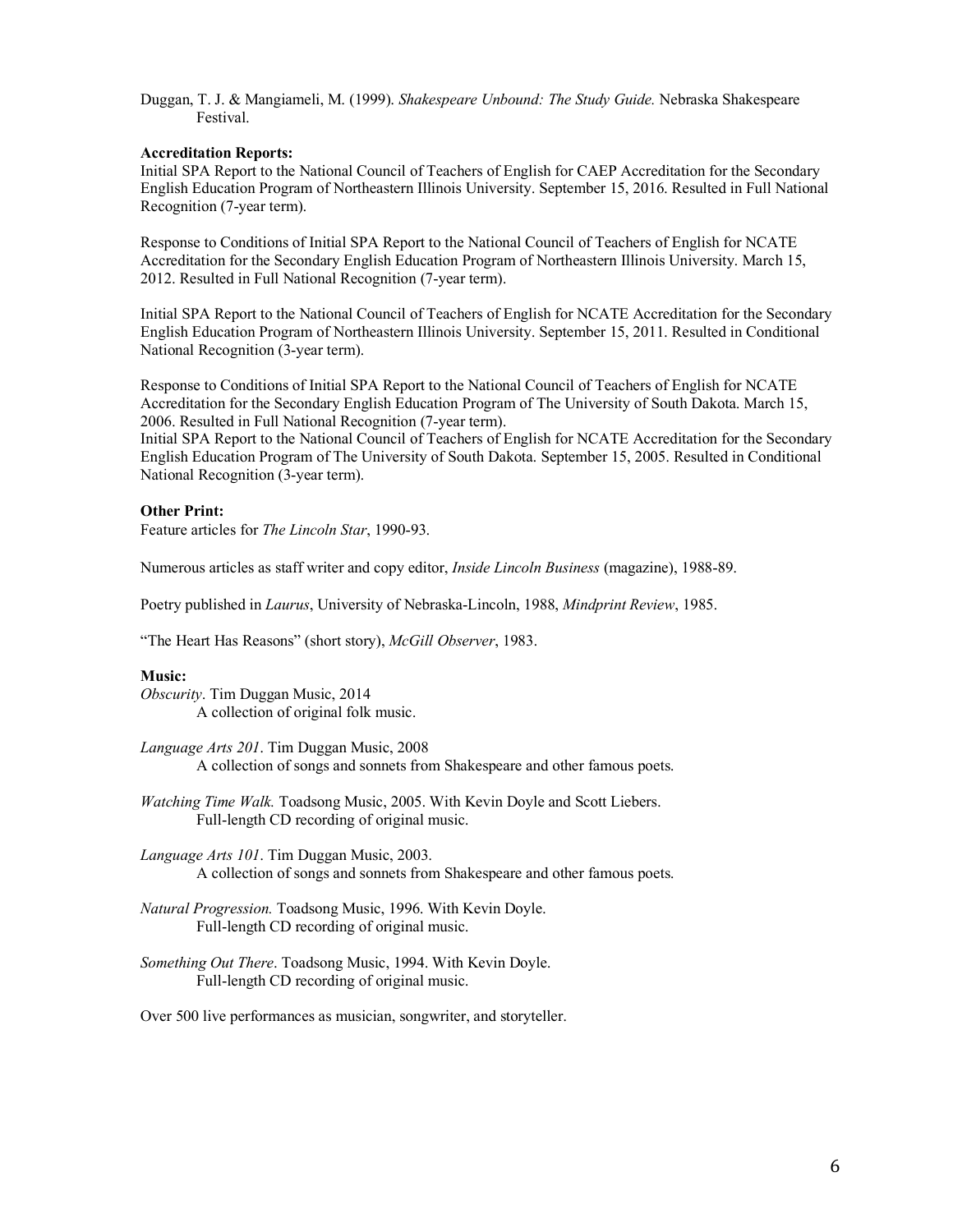Duggan, T. J. & Mangiameli, M. (1999). *Shakespeare Unbound: The Study Guide.* Nebraska Shakespeare Festival.

**Accreditation Reports:**

Initial SPA Report to the National Council of Teachers of English for CAEP Accreditation for the Secondary English Education Program of Northeastern Illinois University. September 15, 2016. Resulted in Full National Recognition (7-year term).

Response to Conditions of Initial SPA Report to the National Council of Teachers of English for NCATE Accreditation for the Secondary English Education Program of Northeastern Illinois University. March 15, 2012. Resulted in Full National Recognition (7-year term).

Initial SPA Report to the National Council of Teachers of English for NCATE Accreditation for the Secondary English Education Program of Northeastern Illinois University. September 15, 2011. Resulted in Conditional National Recognition (3-year term).

Response to Conditions of Initial SPA Report to the National Council of Teachers of English for NCATE Accreditation for the Secondary English Education Program of The University of South Dakota. March 15, 2006. Resulted in Full National Recognition (7-year term).
Initial SPA Report to the National Council of Teachers of English for NCATE Accreditation for the Secondary English Education Program of The University of South Dakota. September 15, 2005. Resulted in Conditional National Recognition (3-year term).

**Other Print:**

Feature articles for *The Lincoln Star*, 1990-93.

Numerous articles as staff writer and copy editor, *Inside Lincoln Business* (magazine), 1988-89.

Poetry published in *Laurus*, University of Nebraska-Lincoln, 1988, *Mindprint Review*, 1985.

"The Heart Has Reasons" (short story), *McGill Observer*, 1983.

**Music:**

*Obscurity*. Tim Duggan Music, 2014
A collection of original folk music.

*Language Arts 201*. Tim Duggan Music, 2008
A collection of songs and sonnets from Shakespeare and other famous poets.

*Watching Time Walk.* Toadsong Music, 2005. With Kevin Doyle and Scott Liebers.
Full-length CD recording of original music.

*Language Arts 101*. Tim Duggan Music, 2003.
A collection of songs and sonnets from Shakespeare and other famous poets.

*Natural Progression.* Toadsong Music, 1996. With Kevin Doyle.
Full-length CD recording of original music.

*Something Out There*. Toadsong Music, 1994. With Kevin Doyle.
Full-length CD recording of original music.

Over 500 live performances as musician, songwriter, and storyteller.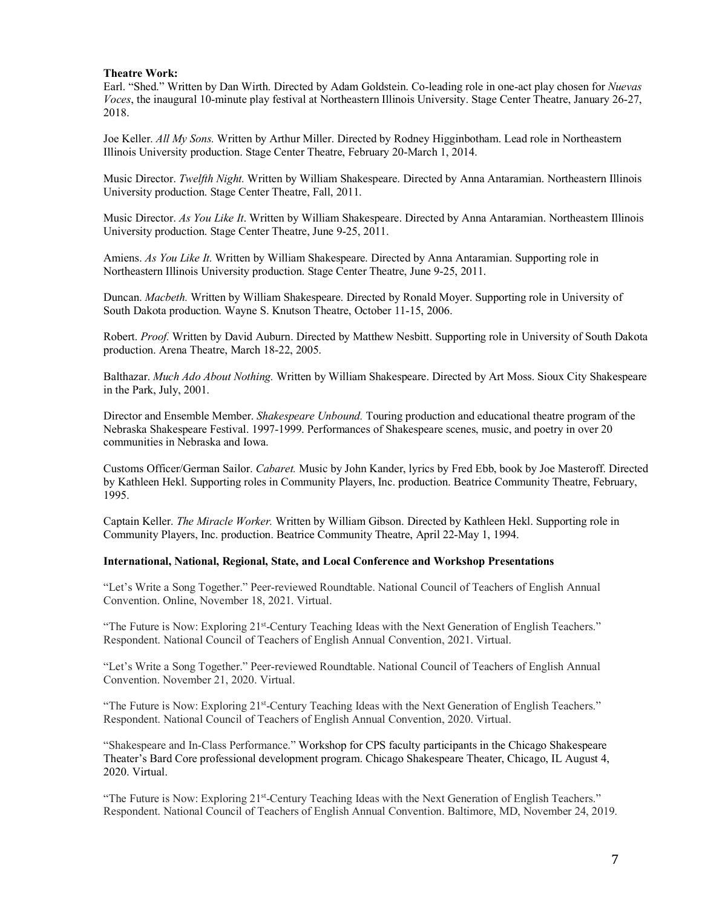**Theatre Work:**

Earl. "Shed." Written by Dan Wirth. Directed by Adam Goldstein. Co-leading role in one-act play chosen for *Nuevas Voces*, the inaugural 10-minute play festival at Northeastern Illinois University. Stage Center Theatre, January 26-27, 2018.

Joe Keller. *All My Sons.* Written by Arthur Miller. Directed by Rodney Higginbotham. Lead role in Northeastern Illinois University production. Stage Center Theatre, February 20-March 1, 2014.

Music Director. *Twelfth Night.* Written by William Shakespeare. Directed by Anna Antaramian. Northeastern Illinois University production. Stage Center Theatre, Fall, 2011.

Music Director. *As You Like It*. Written by William Shakespeare. Directed by Anna Antaramian. Northeastern Illinois University production. Stage Center Theatre, June 9-25, 2011.

Amiens. *As You Like It.* Written by William Shakespeare. Directed by Anna Antaramian. Supporting role in Northeastern Illinois University production. Stage Center Theatre, June 9-25, 2011.

Duncan. *Macbeth.* Written by William Shakespeare. Directed by Ronald Moyer. Supporting role in University of South Dakota production. Wayne S. Knutson Theatre, October 11-15, 2006.

Robert. *Proof.* Written by David Auburn. Directed by Matthew Nesbitt. Supporting role in University of South Dakota production. Arena Theatre, March 18-22, 2005.

Balthazar. *Much Ado About Nothing.* Written by William Shakespeare. Directed by Art Moss. Sioux City Shakespeare in the Park, July, 2001.

Director and Ensemble Member. *Shakespeare Unbound.* Touring production and educational theatre program of the Nebraska Shakespeare Festival. 1997-1999. Performances of Shakespeare scenes, music, and poetry in over 20 communities in Nebraska and Iowa.

Customs Officer/German Sailor. *Cabaret.* Music by John Kander, lyrics by Fred Ebb, book by Joe Masteroff. Directed by Kathleen Hekl. Supporting roles in Community Players, Inc. production. Beatrice Community Theatre, February, 1995.

Captain Keller. *The Miracle Worker.* Written by William Gibson. Directed by Kathleen Hekl. Supporting role in Community Players, Inc. production. Beatrice Community Theatre, April 22-May 1, 1994.

**International, National, Regional, State, and Local Conference and Workshop Presentations**

"Let's Write a Song Together." Peer-reviewed Roundtable. National Council of Teachers of English Annual Convention. Online, November 18, 2021. Virtual.

"The Future is Now: Exploring 21st-Century Teaching Ideas with the Next Generation of English Teachers." Respondent. National Council of Teachers of English Annual Convention, 2021. Virtual.

"Let's Write a Song Together." Peer-reviewed Roundtable. National Council of Teachers of English Annual Convention. November 21, 2020. Virtual.

"The Future is Now: Exploring 21st-Century Teaching Ideas with the Next Generation of English Teachers." Respondent. National Council of Teachers of English Annual Convention, 2020. Virtual.

"Shakespeare and In-Class Performance." Workshop for CPS faculty participants in the Chicago Shakespeare Theater's Bard Core professional development program. Chicago Shakespeare Theater, Chicago, IL August 4, 2020. Virtual.

"The Future is Now: Exploring 21st-Century Teaching Ideas with the Next Generation of English Teachers." Respondent. National Council of Teachers of English Annual Convention. Baltimore, MD, November 24, 2019.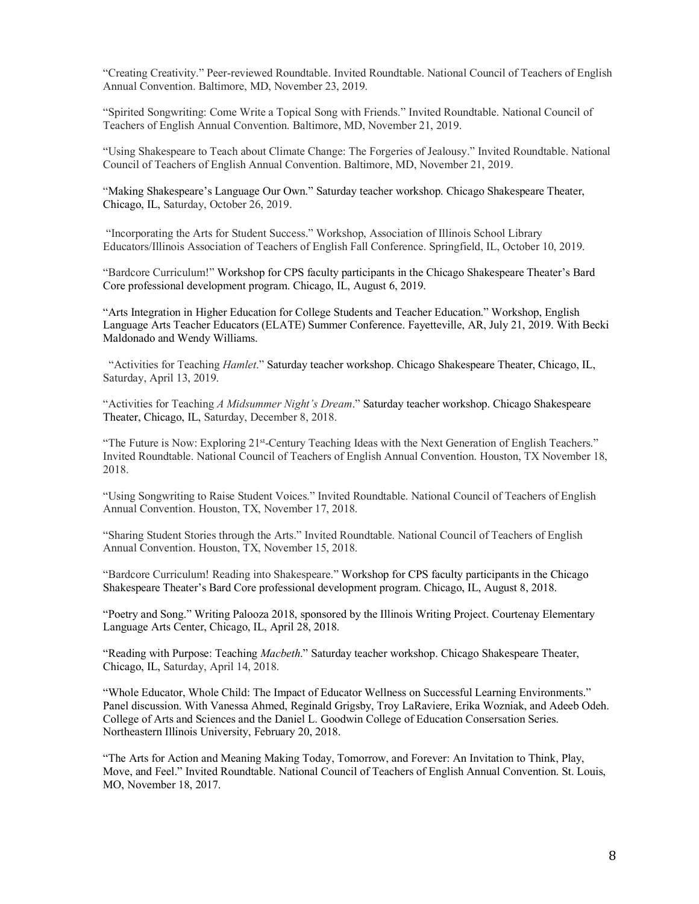"Creating Creativity." Peer-reviewed Roundtable. Invited Roundtable. National Council of Teachers of English Annual Convention. Baltimore, MD, November 23, 2019.

"Spirited Songwriting: Come Write a Topical Song with Friends." Invited Roundtable. National Council of Teachers of English Annual Convention. Baltimore, MD, November 21, 2019.

"Using Shakespeare to Teach about Climate Change: The Forgeries of Jealousy." Invited Roundtable. National Council of Teachers of English Annual Convention. Baltimore, MD, November 21, 2019.

"Making Shakespeare's Language Our Own." Saturday teacher workshop. Chicago Shakespeare Theater, Chicago, IL, Saturday, October 26, 2019.

"Incorporating the Arts for Student Success." Workshop, Association of Illinois School Library Educators/Illinois Association of Teachers of English Fall Conference. Springfield, IL, October 10, 2019.

"Bardcore Curriculum!" Workshop for CPS faculty participants in the Chicago Shakespeare Theater's Bard Core professional development program. Chicago, IL, August 6, 2019.

"Arts Integration in Higher Education for College Students and Teacher Education." Workshop, English Language Arts Teacher Educators (ELATE) Summer Conference. Fayetteville, AR, July 21, 2019. With Becki Maldonado and Wendy Williams.

"Activities for Teaching *Hamlet*." Saturday teacher workshop. Chicago Shakespeare Theater, Chicago, IL, Saturday, April 13, 2019.

"Activities for Teaching *A Midsummer Night's Dream*." Saturday teacher workshop. Chicago Shakespeare Theater, Chicago, IL, Saturday, December 8, 2018.

"The Future is Now: Exploring 21st-Century Teaching Ideas with the Next Generation of English Teachers." Invited Roundtable. National Council of Teachers of English Annual Convention. Houston, TX November 18, 2018.

"Using Songwriting to Raise Student Voices." Invited Roundtable. National Council of Teachers of English Annual Convention. Houston, TX, November 17, 2018.

"Sharing Student Stories through the Arts." Invited Roundtable. National Council of Teachers of English Annual Convention. Houston, TX, November 15, 2018.

"Bardcore Curriculum! Reading into Shakespeare." Workshop for CPS faculty participants in the Chicago Shakespeare Theater's Bard Core professional development program. Chicago, IL, August 8, 2018.

"Poetry and Song." Writing Palooza 2018, sponsored by the Illinois Writing Project. Courtenay Elementary Language Arts Center, Chicago, IL, April 28, 2018.

"Reading with Purpose: Teaching *Macbeth*." Saturday teacher workshop. Chicago Shakespeare Theater, Chicago, IL, Saturday, April 14, 2018.

"Whole Educator, Whole Child: The Impact of Educator Wellness on Successful Learning Environments." Panel discussion. With Vanessa Ahmed, Reginald Grigsby, Troy LaRaviere, Erika Wozniak, and Adeeb Odeh. College of Arts and Sciences and the Daniel L. Goodwin College of Education Consersation Series. Northeastern Illinois University, February 20, 2018.

"The Arts for Action and Meaning Making Today, Tomorrow, and Forever: An Invitation to Think, Play, Move, and Feel." Invited Roundtable. National Council of Teachers of English Annual Convention. St. Louis, MO, November 18, 2017.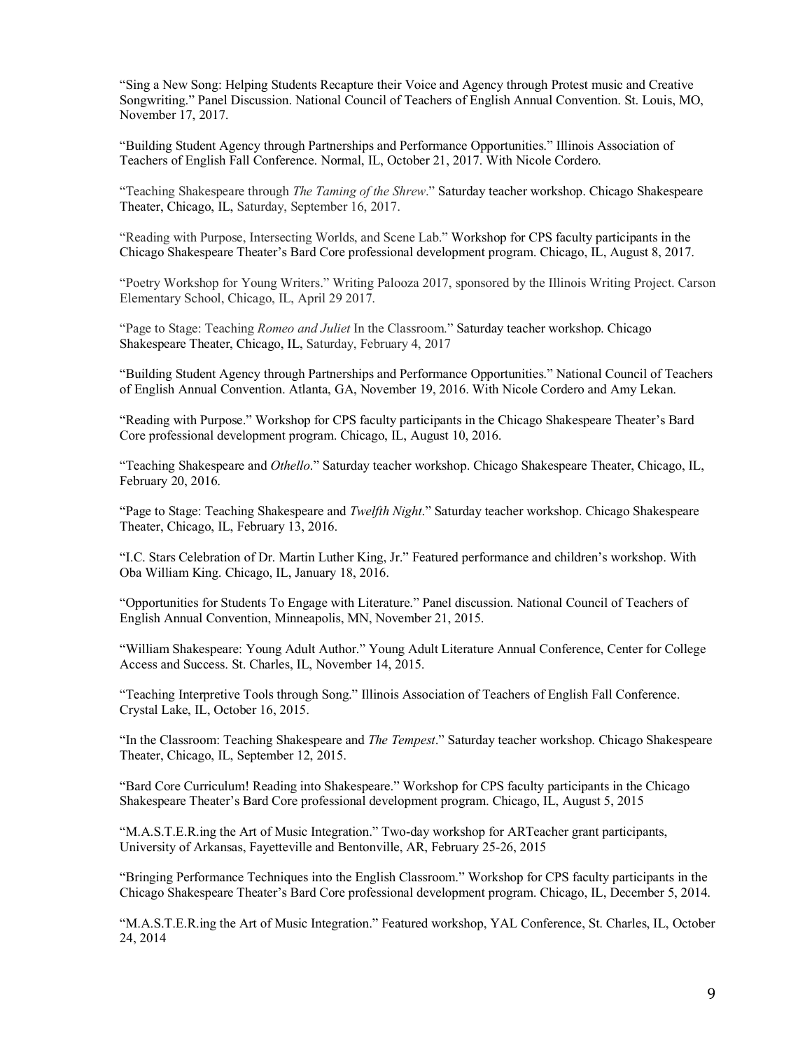"Sing a New Song: Helping Students Recapture their Voice and Agency through Protest music and Creative Songwriting." Panel Discussion. National Council of Teachers of English Annual Convention. St. Louis, MO, November 17, 2017.

"Building Student Agency through Partnerships and Performance Opportunities." Illinois Association of Teachers of English Fall Conference. Normal, IL, October 21, 2017. With Nicole Cordero.

"Teaching Shakespeare through *The Taming of the Shrew*." Saturday teacher workshop. Chicago Shakespeare Theater, Chicago, IL, Saturday, September 16, 2017.

"Reading with Purpose, Intersecting Worlds, and Scene Lab." Workshop for CPS faculty participants in the Chicago Shakespeare Theater's Bard Core professional development program. Chicago, IL, August 8, 2017.

"Poetry Workshop for Young Writers." Writing Palooza 2017, sponsored by the Illinois Writing Project. Carson Elementary School, Chicago, IL, April 29 2017.

"Page to Stage: Teaching *Romeo and Juliet* In the Classroom." Saturday teacher workshop. Chicago Shakespeare Theater, Chicago, IL, Saturday, February 4, 2017

"Building Student Agency through Partnerships and Performance Opportunities." National Council of Teachers of English Annual Convention. Atlanta, GA, November 19, 2016. With Nicole Cordero and Amy Lekan.

"Reading with Purpose." Workshop for CPS faculty participants in the Chicago Shakespeare Theater's Bard Core professional development program. Chicago, IL, August 10, 2016.

"Teaching Shakespeare and *Othello*." Saturday teacher workshop. Chicago Shakespeare Theater, Chicago, IL, February 20, 2016.

"Page to Stage: Teaching Shakespeare and *Twelfth Night*." Saturday teacher workshop. Chicago Shakespeare Theater, Chicago, IL, February 13, 2016.

"I.C. Stars Celebration of Dr. Martin Luther King, Jr." Featured performance and children's workshop. With Oba William King. Chicago, IL, January 18, 2016.

"Opportunities for Students To Engage with Literature." Panel discussion. National Council of Teachers of English Annual Convention, Minneapolis, MN, November 21, 2015.

"William Shakespeare: Young Adult Author." Young Adult Literature Annual Conference, Center for College Access and Success. St. Charles, IL, November 14, 2015.

"Teaching Interpretive Tools through Song." Illinois Association of Teachers of English Fall Conference. Crystal Lake, IL, October 16, 2015.

"In the Classroom: Teaching Shakespeare and *The Tempest*." Saturday teacher workshop. Chicago Shakespeare Theater, Chicago, IL, September 12, 2015.

"Bard Core Curriculum! Reading into Shakespeare." Workshop for CPS faculty participants in the Chicago Shakespeare Theater's Bard Core professional development program. Chicago, IL, August 5, 2015

"M.A.S.T.E.R.ing the Art of Music Integration." Two-day workshop for ARTeacher grant participants, University of Arkansas, Fayetteville and Bentonville, AR, February 25-26, 2015

"Bringing Performance Techniques into the English Classroom." Workshop for CPS faculty participants in the Chicago Shakespeare Theater's Bard Core professional development program. Chicago, IL, December 5, 2014.

"M.A.S.T.E.R.ing the Art of Music Integration." Featured workshop, YAL Conference, St. Charles, IL, October 24, 2014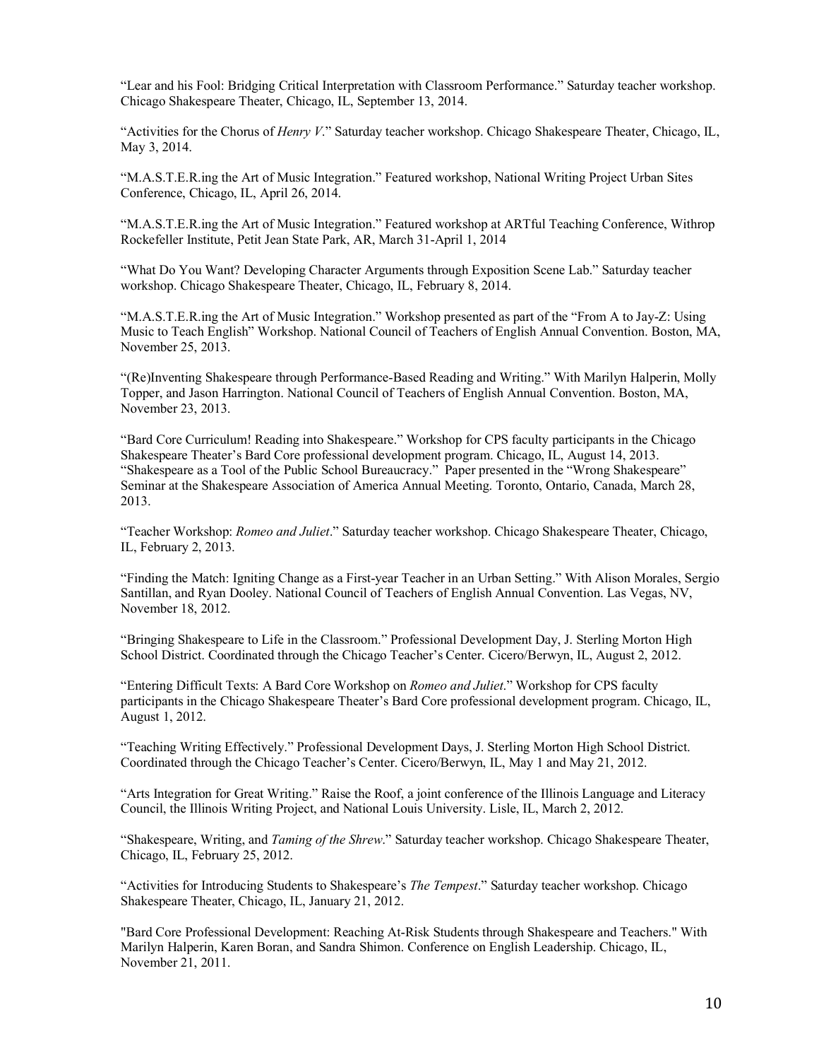"Lear and his Fool: Bridging Critical Interpretation with Classroom Performance." Saturday teacher workshop. Chicago Shakespeare Theater, Chicago, IL, September 13, 2014.

"Activities for the Chorus of *Henry V*." Saturday teacher workshop. Chicago Shakespeare Theater, Chicago, IL, May 3, 2014.

"M.A.S.T.E.R.ing the Art of Music Integration." Featured workshop, National Writing Project Urban Sites Conference, Chicago, IL, April 26, 2014.

"M.A.S.T.E.R.ing the Art of Music Integration." Featured workshop at ARTful Teaching Conference, Withrop Rockefeller Institute, Petit Jean State Park, AR, March 31-April 1, 2014

"What Do You Want? Developing Character Arguments through Exposition Scene Lab." Saturday teacher workshop. Chicago Shakespeare Theater, Chicago, IL, February 8, 2014.

"M.A.S.T.E.R.ing the Art of Music Integration." Workshop presented as part of the "From A to Jay-Z: Using Music to Teach English" Workshop. National Council of Teachers of English Annual Convention. Boston, MA, November 25, 2013.

"(Re)Inventing Shakespeare through Performance-Based Reading and Writing." With Marilyn Halperin, Molly Topper, and Jason Harrington. National Council of Teachers of English Annual Convention. Boston, MA, November 23, 2013.

"Bard Core Curriculum! Reading into Shakespeare." Workshop for CPS faculty participants in the Chicago Shakespeare Theater's Bard Core professional development program. Chicago, IL, August 14, 2013.

"Shakespeare as a Tool of the Public School Bureaucracy." Paper presented in the "Wrong Shakespeare" Seminar at the Shakespeare Association of America Annual Meeting. Toronto, Ontario, Canada, March 28, 2013.

"Teacher Workshop: *Romeo and Juliet*." Saturday teacher workshop. Chicago Shakespeare Theater, Chicago, IL, February 2, 2013.

"Finding the Match: Igniting Change as a First-year Teacher in an Urban Setting." With Alison Morales, Sergio Santillan, and Ryan Dooley. National Council of Teachers of English Annual Convention. Las Vegas, NV, November 18, 2012.

"Bringing Shakespeare to Life in the Classroom." Professional Development Day, J. Sterling Morton High School District. Coordinated through the Chicago Teacher's Center. Cicero/Berwyn, IL, August 2, 2012.

"Entering Difficult Texts: A Bard Core Workshop on *Romeo and Juliet*." Workshop for CPS faculty participants in the Chicago Shakespeare Theater's Bard Core professional development program. Chicago, IL, August 1, 2012.

"Teaching Writing Effectively." Professional Development Days, J. Sterling Morton High School District. Coordinated through the Chicago Teacher's Center. Cicero/Berwyn, IL, May 1 and May 21, 2012.

"Arts Integration for Great Writing." Raise the Roof, a joint conference of the Illinois Language and Literacy Council, the Illinois Writing Project, and National Louis University. Lisle, IL, March 2, 2012.

"Shakespeare, Writing, and *Taming of the Shrew*." Saturday teacher workshop. Chicago Shakespeare Theater, Chicago, IL, February 25, 2012.

"Activities for Introducing Students to Shakespeare's *The Tempest*." Saturday teacher workshop. Chicago Shakespeare Theater, Chicago, IL, January 21, 2012.

"Bard Core Professional Development: Reaching At-Risk Students through Shakespeare and Teachers." With Marilyn Halperin, Karen Boran, and Sandra Shimon. Conference on English Leadership. Chicago, IL, November 21, 2011.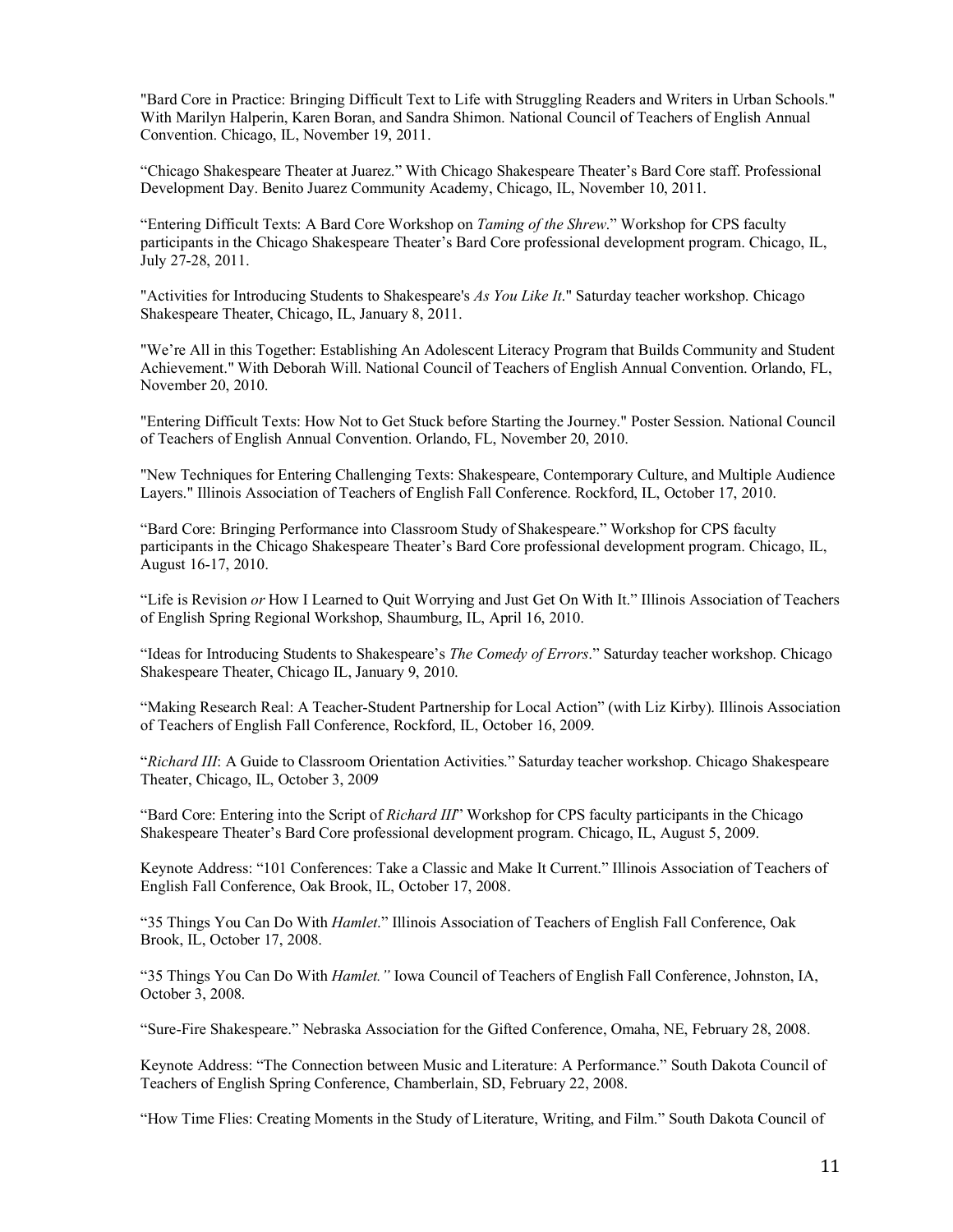"Bard Core in Practice: Bringing Difficult Text to Life with Struggling Readers and Writers in Urban Schools." With Marilyn Halperin, Karen Boran, and Sandra Shimon. National Council of Teachers of English Annual Convention. Chicago, IL, November 19, 2011.

"Chicago Shakespeare Theater at Juarez." With Chicago Shakespeare Theater's Bard Core staff. Professional Development Day. Benito Juarez Community Academy, Chicago, IL, November 10, 2011.

"Entering Difficult Texts: A Bard Core Workshop on *Taming of the Shrew*." Workshop for CPS faculty participants in the Chicago Shakespeare Theater's Bard Core professional development program. Chicago, IL, July 27-28, 2011.

"Activities for Introducing Students to Shakespeare's *As You Like It*." Saturday teacher workshop. Chicago Shakespeare Theater, Chicago, IL, January 8, 2011.

"We're All in this Together: Establishing An Adolescent Literacy Program that Builds Community and Student Achievement." With Deborah Will. National Council of Teachers of English Annual Convention. Orlando, FL, November 20, 2010.

"Entering Difficult Texts: How Not to Get Stuck before Starting the Journey." Poster Session. National Council of Teachers of English Annual Convention. Orlando, FL, November 20, 2010.

"New Techniques for Entering Challenging Texts: Shakespeare, Contemporary Culture, and Multiple Audience Layers." Illinois Association of Teachers of English Fall Conference. Rockford, IL, October 17, 2010.

"Bard Core: Bringing Performance into Classroom Study of Shakespeare." Workshop for CPS faculty participants in the Chicago Shakespeare Theater's Bard Core professional development program. Chicago, IL, August 16-17, 2010.

"Life is Revision *or* How I Learned to Quit Worrying and Just Get On With It." Illinois Association of Teachers of English Spring Regional Workshop, Shaumburg, IL, April 16, 2010.

"Ideas for Introducing Students to Shakespeare's *The Comedy of Errors*." Saturday teacher workshop. Chicago Shakespeare Theater, Chicago IL, January 9, 2010.

"Making Research Real: A Teacher-Student Partnership for Local Action" (with Liz Kirby). Illinois Association of Teachers of English Fall Conference, Rockford, IL, October 16, 2009.

"*Richard III*: A Guide to Classroom Orientation Activities." Saturday teacher workshop. Chicago Shakespeare Theater, Chicago, IL, October 3, 2009

"Bard Core: Entering into the Script of *Richard III*" Workshop for CPS faculty participants in the Chicago Shakespeare Theater's Bard Core professional development program. Chicago, IL, August 5, 2009.

Keynote Address: "101 Conferences: Take a Classic and Make It Current." Illinois Association of Teachers of English Fall Conference, Oak Brook, IL, October 17, 2008.

"35 Things You Can Do With *Hamlet*." Illinois Association of Teachers of English Fall Conference, Oak Brook, IL, October 17, 2008.

"35 Things You Can Do With *Hamlet.*" Iowa Council of Teachers of English Fall Conference, Johnston, IA, October 3, 2008.

"Sure-Fire Shakespeare." Nebraska Association for the Gifted Conference, Omaha, NE, February 28, 2008.

Keynote Address: "The Connection between Music and Literature: A Performance." South Dakota Council of Teachers of English Spring Conference, Chamberlain, SD, February 22, 2008.

"How Time Flies: Creating Moments in the Study of Literature, Writing, and Film." South Dakota Council of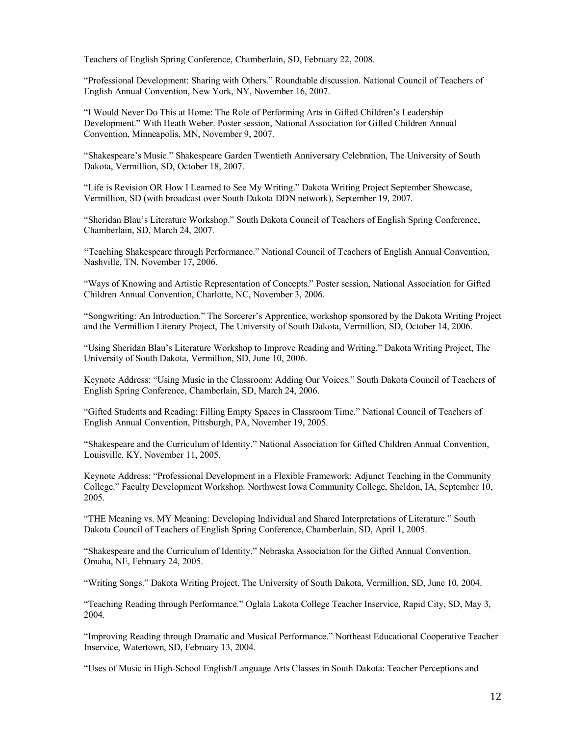Teachers of English Spring Conference, Chamberlain, SD, February 22, 2008.

"Professional Development: Sharing with Others." Roundtable discussion. National Council of Teachers of English Annual Convention, New York, NY, November 16, 2007.

"I Would Never Do This at Home: The Role of Performing Arts in Gifted Children's Leadership Development." With Heath Weber. Poster session, National Association for Gifted Children Annual Convention, Minneapolis, MN, November 9, 2007.

"Shakespeare's Music." Shakespeare Garden Twentieth Anniversary Celebration, The University of South Dakota, Vermillion, SD, October 18, 2007.

"Life is Revision OR How I Learned to See My Writing." Dakota Writing Project September Showcase, Vermillion, SD (with broadcast over South Dakota DDN network), September 19, 2007.

"Sheridan Blau's Literature Workshop." South Dakota Council of Teachers of English Spring Conference, Chamberlain, SD, March 24, 2007.

"Teaching Shakespeare through Performance." National Council of Teachers of English Annual Convention, Nashville, TN, November 17, 2006.

"Ways of Knowing and Artistic Representation of Concepts." Poster session, National Association for Gifted Children Annual Convention, Charlotte, NC, November 3, 2006.

"Songwriting: An Introduction." The Sorcerer's Apprentice, workshop sponsored by the Dakota Writing Project and the Vermillion Literary Project, The University of South Dakota, Vermillion, SD, October 14, 2006.

"Using Sheridan Blau's Literature Workshop to Improve Reading and Writing." Dakota Writing Project, The University of South Dakota, Vermillion, SD, June 10, 2006.

Keynote Address: "Using Music in the Classroom: Adding Our Voices." South Dakota Council of Teachers of English Spring Conference, Chamberlain, SD, March 24, 2006.

"Gifted Students and Reading: Filling Empty Spaces in Classroom Time." National Council of Teachers of English Annual Convention, Pittsburgh, PA, November 19, 2005.

"Shakespeare and the Curriculum of Identity." National Association for Gifted Children Annual Convention, Louisville, KY, November 11, 2005.

Keynote Address: "Professional Development in a Flexible Framework: Adjunct Teaching in the Community College." Faculty Development Workshop. Northwest Iowa Community College, Sheldon, IA, September 10, 2005.

"THE Meaning vs. MY Meaning: Developing Individual and Shared Interpretations of Literature." South Dakota Council of Teachers of English Spring Conference, Chamberlain, SD, April 1, 2005.

"Shakespeare and the Curriculum of Identity." Nebraska Association for the Gifted Annual Convention. Omaha, NE, February 24, 2005.

"Writing Songs." Dakota Writing Project, The University of South Dakota, Vermillion, SD, June 10, 2004.

"Teaching Reading through Performance." Oglala Lakota College Teacher Inservice, Rapid City, SD, May 3, 2004.

"Improving Reading through Dramatic and Musical Performance." Northeast Educational Cooperative Teacher Inservice, Watertown, SD, February 13, 2004.

"Uses of Music in High-School English/Language Arts Classes in South Dakota: Teacher Perceptions and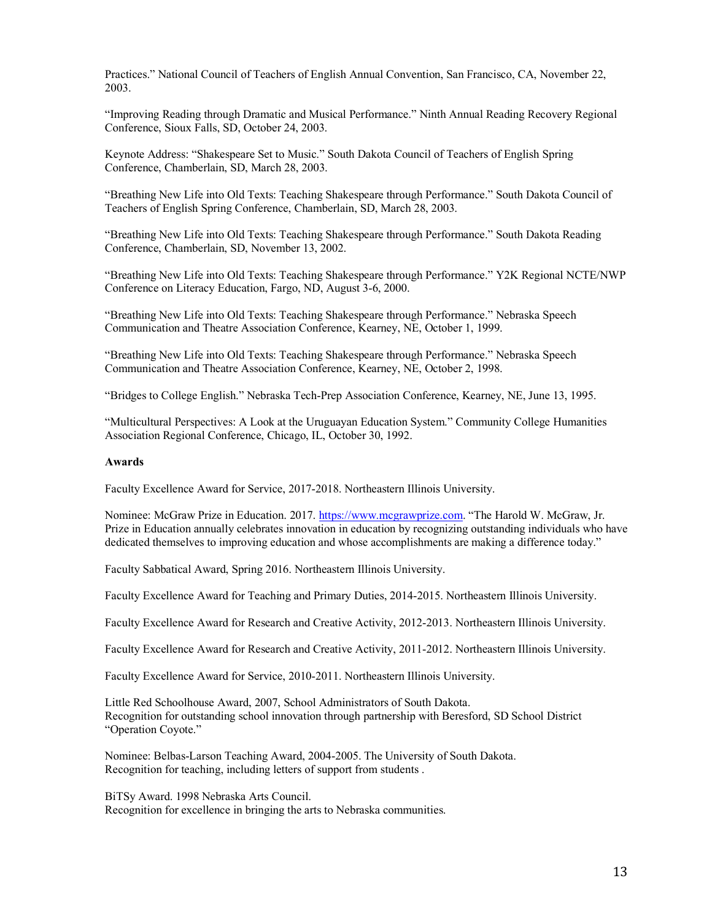Practices." National Council of Teachers of English Annual Convention, San Francisco, CA, November 22, 2003.

"Improving Reading through Dramatic and Musical Performance." Ninth Annual Reading Recovery Regional Conference, Sioux Falls, SD, October 24, 2003.

Keynote Address: "Shakespeare Set to Music." South Dakota Council of Teachers of English Spring Conference, Chamberlain, SD, March 28, 2003.

"Breathing New Life into Old Texts: Teaching Shakespeare through Performance." South Dakota Council of Teachers of English Spring Conference, Chamberlain, SD, March 28, 2003.

"Breathing New Life into Old Texts: Teaching Shakespeare through Performance." South Dakota Reading Conference, Chamberlain, SD, November 13, 2002.

"Breathing New Life into Old Texts: Teaching Shakespeare through Performance." Y2K Regional NCTE/NWP Conference on Literacy Education, Fargo, ND, August 3-6, 2000.

"Breathing New Life into Old Texts: Teaching Shakespeare through Performance." Nebraska Speech Communication and Theatre Association Conference, Kearney, NE, October 1, 1999.

"Breathing New Life into Old Texts: Teaching Shakespeare through Performance." Nebraska Speech Communication and Theatre Association Conference, Kearney, NE, October 2, 1998.

"Bridges to College English." Nebraska Tech-Prep Association Conference, Kearney, NE, June 13, 1995.

"Multicultural Perspectives: A Look at the Uruguayan Education System." Community College Humanities Association Regional Conference, Chicago, IL, October 30, 1992.

**Awards**

Faculty Excellence Award for Service, 2017-2018. Northeastern Illinois University.

Nominee: McGraw Prize in Education. 2017. https://www.mcgrawprize.com. "The Harold W. McGraw, Jr. Prize in Education annually celebrates innovation in education by recognizing outstanding individuals who have dedicated themselves to improving education and whose accomplishments are making a difference today."

Faculty Sabbatical Award, Spring 2016. Northeastern Illinois University.

Faculty Excellence Award for Teaching and Primary Duties, 2014-2015. Northeastern Illinois University.

Faculty Excellence Award for Research and Creative Activity, 2012-2013. Northeastern Illinois University.

Faculty Excellence Award for Research and Creative Activity, 2011-2012. Northeastern Illinois University.

Faculty Excellence Award for Service, 2010-2011. Northeastern Illinois University.

Little Red Schoolhouse Award, 2007, School Administrators of South Dakota.
Recognition for outstanding school innovation through partnership with Beresford, SD School District "Operation Coyote."

Nominee: Belbas-Larson Teaching Award, 2004-2005. The University of South Dakota.
Recognition for teaching, including letters of support from students .

BiTSy Award. 1998 Nebraska Arts Council.
Recognition for excellence in bringing the arts to Nebraska communities.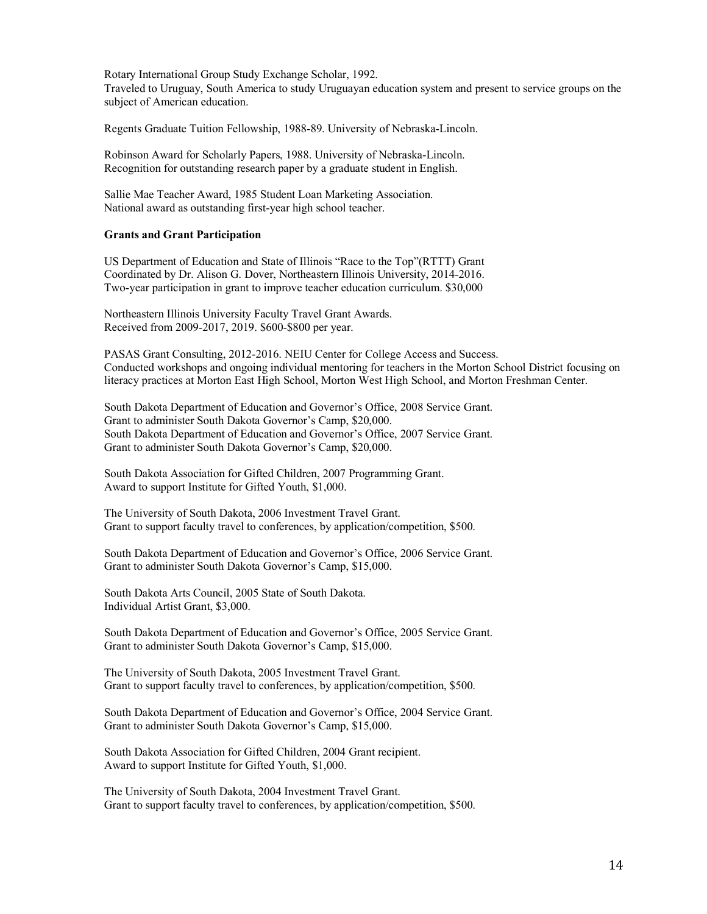Rotary International Group Study Exchange Scholar, 1992.
Traveled to Uruguay, South America to study Uruguayan education system and present to service groups on the subject of American education.

Regents Graduate Tuition Fellowship, 1988-89. University of Nebraska-Lincoln.

Robinson Award for Scholarly Papers, 1988. University of Nebraska-Lincoln.
Recognition for outstanding research paper by a graduate student in English.

Sallie Mae Teacher Award, 1985 Student Loan Marketing Association.
National award as outstanding first-year high school teacher.

**Grants and Grant Participation**

US Department of Education and State of Illinois "Race to the Top"(RTTT) Grant
Coordinated by Dr. Alison G. Dover, Northeastern Illinois University, 2014-2016.
Two-year participation in grant to improve teacher education curriculum. $30,000

Northeastern Illinois University Faculty Travel Grant Awards.
Received from 2009-2017, 2019. $600-$800 per year.

PASAS Grant Consulting, 2012-2016. NEIU Center for College Access and Success.
Conducted workshops and ongoing individual mentoring for teachers in the Morton School District focusing on literacy practices at Morton East High School, Morton West High School, and Morton Freshman Center.

South Dakota Department of Education and Governor's Office, 2008 Service Grant.
Grant to administer South Dakota Governor's Camp, $20,000.
South Dakota Department of Education and Governor's Office, 2007 Service Grant.
Grant to administer South Dakota Governor's Camp, $20,000.

South Dakota Association for Gifted Children, 2007 Programming Grant.
Award to support Institute for Gifted Youth, $1,000.

The University of South Dakota, 2006 Investment Travel Grant.
Grant to support faculty travel to conferences, by application/competition, $500.

South Dakota Department of Education and Governor's Office, 2006 Service Grant.
Grant to administer South Dakota Governor's Camp, $15,000.

South Dakota Arts Council, 2005 State of South Dakota.
Individual Artist Grant, $3,000.

South Dakota Department of Education and Governor's Office, 2005 Service Grant.
Grant to administer South Dakota Governor's Camp, $15,000.

The University of South Dakota, 2005 Investment Travel Grant.
Grant to support faculty travel to conferences, by application/competition, $500.

South Dakota Department of Education and Governor's Office, 2004 Service Grant.
Grant to administer South Dakota Governor's Camp, $15,000.

South Dakota Association for Gifted Children, 2004 Grant recipient.
Award to support Institute for Gifted Youth, $1,000.

The University of South Dakota, 2004 Investment Travel Grant.
Grant to support faculty travel to conferences, by application/competition, $500.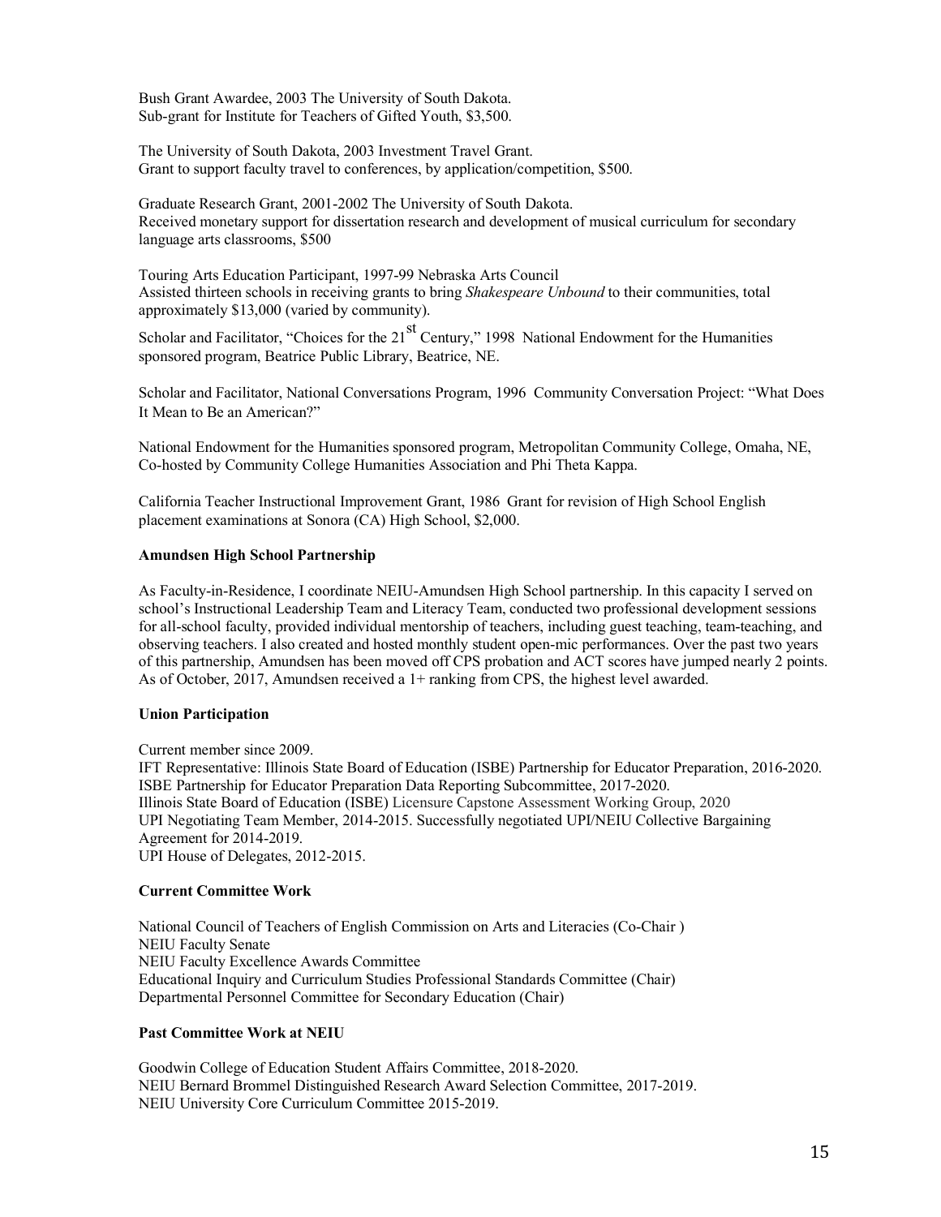Bush Grant Awardee, 2003 The University of South Dakota.
Sub-grant for Institute for Teachers of Gifted Youth, $3,500.

The University of South Dakota, 2003 Investment Travel Grant.
Grant to support faculty travel to conferences, by application/competition, $500.

Graduate Research Grant, 2001-2002 The University of South Dakota.
Received monetary support for dissertation research and development of musical curriculum for secondary language arts classrooms, $500

Touring Arts Education Participant, 1997-99 Nebraska Arts Council
Assisted thirteen schools in receiving grants to bring *Shakespeare Unbound* to their communities, total approximately $13,000 (varied by community).

Scholar and Facilitator, "Choices for the 21st Century," 1998 National Endowment for the Humanities sponsored program, Beatrice Public Library, Beatrice, NE.

Scholar and Facilitator, National Conversations Program, 1996 Community Conversation Project: "What Does It Mean to Be an American?"

National Endowment for the Humanities sponsored program, Metropolitan Community College, Omaha, NE, Co-hosted by Community College Humanities Association and Phi Theta Kappa.

California Teacher Instructional Improvement Grant, 1986 Grant for revision of High School English placement examinations at Sonora (CA) High School, $2,000.

**Amundsen High School Partnership**

As Faculty-in-Residence, I coordinate NEIU-Amundsen High School partnership. In this capacity I served on school's Instructional Leadership Team and Literacy Team, conducted two professional development sessions for all-school faculty, provided individual mentorship of teachers, including guest teaching, team-teaching, and observing teachers. I also created and hosted monthly student open-mic performances. Over the past two years of this partnership, Amundsen has been moved off CPS probation and ACT scores have jumped nearly 2 points. As of October, 2017, Amundsen received a 1+ ranking from CPS, the highest level awarded.

**Union Participation**

Current member since 2009.
IFT Representative: Illinois State Board of Education (ISBE) Partnership for Educator Preparation, 2016-2020.
ISBE Partnership for Educator Preparation Data Reporting Subcommittee, 2017-2020.
Illinois State Board of Education (ISBE) Licensure Capstone Assessment Working Group, 2020
UPI Negotiating Team Member, 2014-2015. Successfully negotiated UPI/NEIU Collective Bargaining Agreement for 2014-2019.
UPI House of Delegates, 2012-2015.

**Current Committee Work**

National Council of Teachers of English Commission on Arts and Literacies (Co-Chair )
NEIU Faculty Senate
NEIU Faculty Excellence Awards Committee
Educational Inquiry and Curriculum Studies Professional Standards Committee (Chair)
Departmental Personnel Committee for Secondary Education (Chair)

**Past Committee Work at NEIU**

Goodwin College of Education Student Affairs Committee, 2018-2020.
NEIU Bernard Brommel Distinguished Research Award Selection Committee, 2017-2019.
NEIU University Core Curriculum Committee 2015-2019.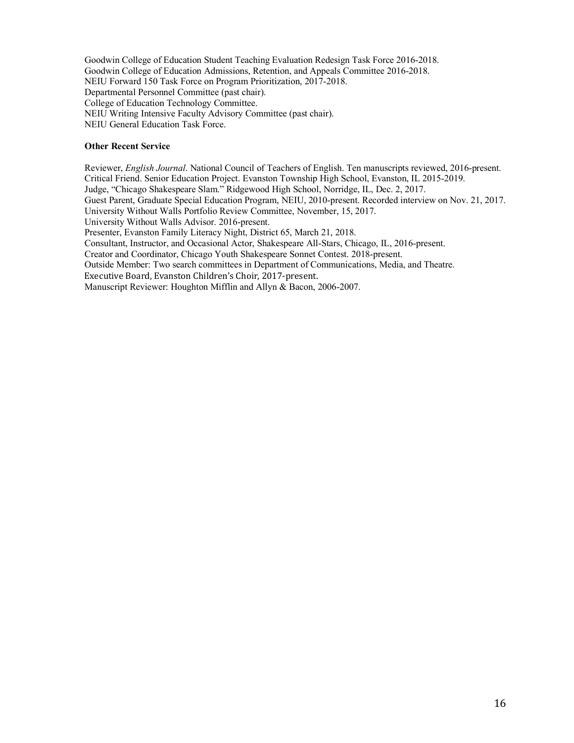Goodwin College of Education Student Teaching Evaluation Redesign Task Force 2016-2018.
Goodwin College of Education Admissions, Retention, and Appeals Committee 2016-2018.
NEIU Forward 150 Task Force on Program Prioritization, 2017-2018.
Departmental Personnel Committee (past chair).
College of Education Technology Committee.
NEIU Writing Intensive Faculty Advisory Committee (past chair).
NEIU General Education Task Force.

**Other Recent Service**

Reviewer, *English Journal*. National Council of Teachers of English. Ten manuscripts reviewed, 2016-present.
Critical Friend. Senior Education Project. Evanston Township High School, Evanston, IL 2015-2019.
Judge, "Chicago Shakespeare Slam." Ridgewood High School, Norridge, IL, Dec. 2, 2017.
Guest Parent, Graduate Special Education Program, NEIU, 2010-present. Recorded interview on Nov. 21, 2017.
University Without Walls Portfolio Review Committee, November, 15, 2017.
University Without Walls Advisor. 2016-present.
Presenter, Evanston Family Literacy Night, District 65, March 21, 2018.
Consultant, Instructor, and Occasional Actor, Shakespeare All-Stars, Chicago, IL, 2016-present.
Creator and Coordinator, Chicago Youth Shakespeare Sonnet Contest. 2018-present.
Outside Member: Two search committees in Department of Communications, Media, and Theatre.
Executive Board, Evanston Children's Choir, 2017-present.
Manuscript Reviewer: Houghton Mifflin and Allyn & Bacon, 2006-2007.